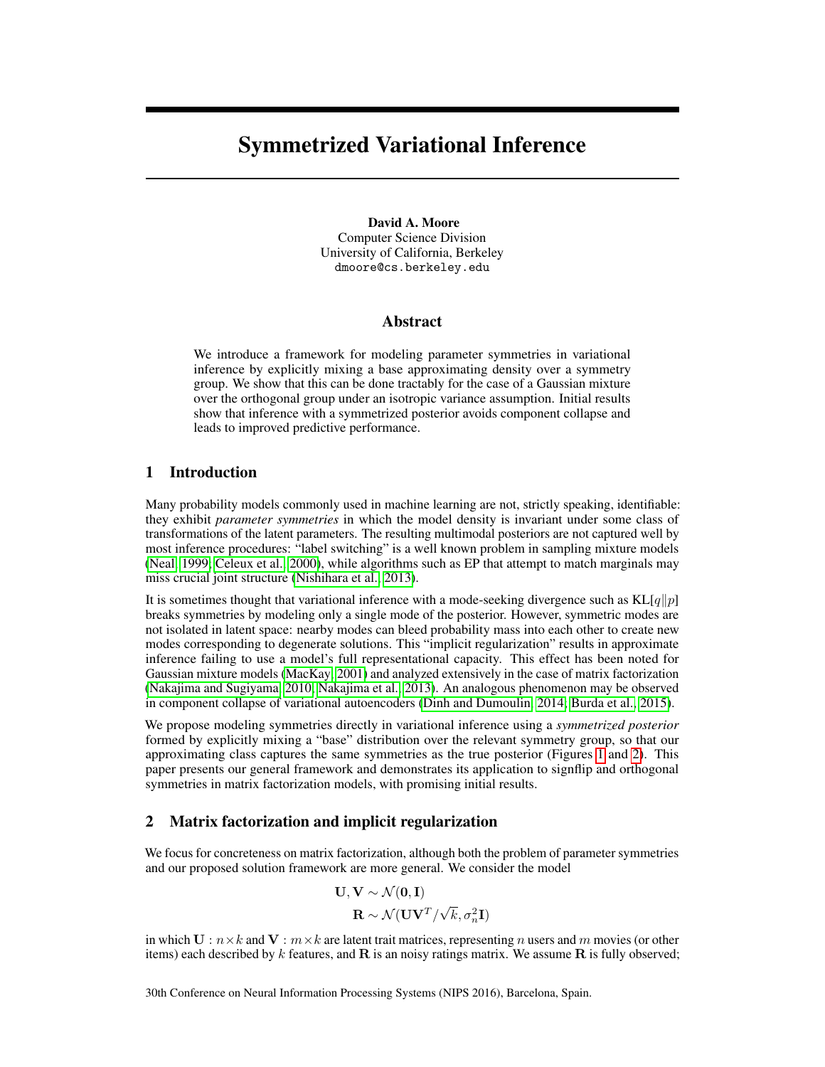# Symmetrized Variational Inference

**David A. Moore**
Computer Science Division
University of California, Berkeley
dmoore@cs.berkeley.edu

## Abstract

We introduce a framework for modeling parameter symmetries in variational inference by explicitly mixing a base approximating density over a symmetry group. We show that this can be done tractably for the case of a Gaussian mixture over the orthogonal group under an isotropic variance assumption. Initial results show that inference with a symmetrized posterior avoids component collapse and leads to improved predictive performance.

## 1 Introduction

Many probability models commonly used in machine learning are not, strictly speaking, identifiable: they exhibit *parameter symmetries* in which the model density is invariant under some class of transformations of the latent parameters. The resulting multimodal posteriors are not captured well by most inference procedures: "label switching" is a well known problem in sampling mixture models (Neal, 1999; Celeux et al., 2000), while algorithms such as EP that attempt to match marginals may miss crucial joint structure (Nishihara et al., 2013).

It is sometimes thought that variational inference with a mode-seeking divergence such as $\mathrm{KL}[q\|p]$ breaks symmetries by modeling only a single mode of the posterior. However, symmetric modes are not isolated in latent space: nearby modes can bleed probability mass into each other to create new modes corresponding to degenerate solutions. This "implicit regularization" results in approximate inference failing to use a model's full representational capacity. This effect has been noted for Gaussian mixture models (MacKay, 2001) and analyzed extensively in the case of matrix factorization (Nakajima and Sugiyama, 2010; Nakajima et al., 2013). An analogous phenomenon may be observed in component collapse of variational autoencoders (Dinh and Dumoulin, 2014; Burda et al., 2015).

We propose modeling symmetries directly in variational inference using a *symmetrized posterior* formed by explicitly mixing a "base" distribution over the relevant symmetry group, so that our approximating class captures the same symmetries as the true posterior (Figures 1 and 2). This paper presents our general framework and demonstrates its application to signflip and orthogonal symmetries in matrix factorization models, with promising initial results.

## 2 Matrix factorization and implicit regularization

We focus for concreteness on matrix factorization, although both the problem of parameter symmetries and our proposed solution framework are more general. We consider the model

$$\mathbf{U}, \mathbf{V} \sim \mathcal{N}(\mathbf{0}, \mathbf{I})$$
$$\mathbf{R} \sim \mathcal{N}(\mathbf{U}\mathbf{V}^T/\sqrt{k}, \sigma_n^2 \mathbf{I})$$

in which $\mathbf{U} : n \times k$ and $\mathbf{V} : m \times k$ are latent trait matrices, representing $n$ users and $m$ movies (or other items) each described by $k$ features, and $\mathbf{R}$ is an noisy ratings matrix. We assume $\mathbf{R}$ is fully observed;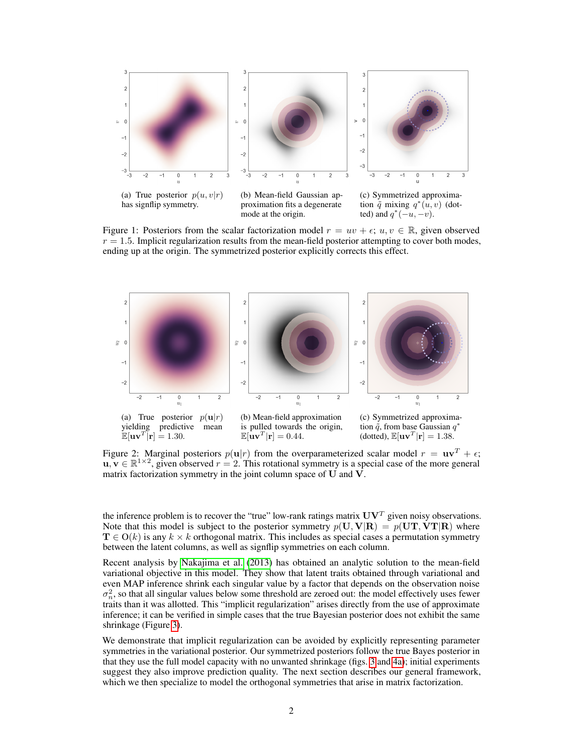(a) True posterior $p(u, v|r)$ has signflip symmetry.

(b) Mean-field Gaussian approximation fits a degenerate mode at the origin.

(c) Symmetrized approximation $\tilde{q}$ mixing $q^*(u, v)$ (dotted) and $q^*(-u, -v)$.

Figure 1: Posteriors from the scalar factorization model $r = uv + \epsilon$; $u, v \in \mathbb{R}$, given observed $r = 1.5$. Implicit regularization results from the mean-field posterior attempting to cover both modes, ending up at the origin. The symmetrized posterior explicitly corrects this effect.

(a) True posterior $p(\mathbf{u}|r)$ yielding predictive mean $\mathbb{E}[\mathbf{u}\mathbf{v}^T|\mathbf{r}] = 1.30$.

(b) Mean-field approximation is pulled towards the origin, $\mathbb{E}[\mathbf{u}\mathbf{v}^T|\mathbf{r}] = 0.44$.

(c) Symmetrized approximation $\tilde{q}$, from base Gaussian $q^*$ (dotted), $\mathbb{E}[\mathbf{u}\mathbf{v}^T|\mathbf{r}] = 1.38$.

Figure 2: Marginal posteriors $p(\mathbf{u}|r)$ from the overparameterized scalar model $r = \mathbf{u}\mathbf{v}^T + \epsilon$; $\mathbf{u}, \mathbf{v} \in \mathbb{R}^{1\times 2}$, given observed $r = 2$. This rotational symmetry is a special case of the more general matrix factorization symmetry in the joint column space of $\mathbf{U}$ and $\mathbf{V}$.

the inference problem is to recover the "true" low-rank ratings matrix $\mathbf{U}\mathbf{V}^T$ given noisy observations. Note that this model is subject to the posterior symmetry $p(\mathbf{U}, \mathbf{V}|\mathbf{R}) = p(\mathbf{U}\mathbf{T}, \mathbf{V}\mathbf{T}|\mathbf{R})$ where $\mathbf{T} \in \mathrm{O}(k)$ is any $k \times k$ orthogonal matrix. This includes as special cases a permutation symmetry between the latent columns, as well as signflip symmetries on each column.

Recent analysis by Nakajima et al. (2013) has obtained an analytic solution to the mean-field variational objective in this model. They show that latent traits obtained through variational and even MAP inference shrink each singular value by a factor that depends on the observation noise $\sigma_n^2$, so that all singular values below some threshold are zeroed out: the model effectively uses fewer traits than it was allotted. This "implicit regularization" arises directly from the use of approximate inference; it can be verified in simple cases that the true Bayesian posterior does not exhibit the same shrinkage (Figure 3).

We demonstrate that implicit regularization can be avoided by explicitly representing parameter symmetries in the variational posterior. Our symmetrized posteriors follow the true Bayes posterior in that they use the full model capacity with no unwanted shrinkage (figs. 3 and 4a); initial experiments suggest they also improve prediction quality. The next section describes our general framework, which we then specialize to model the orthogonal symmetries that arise in matrix factorization.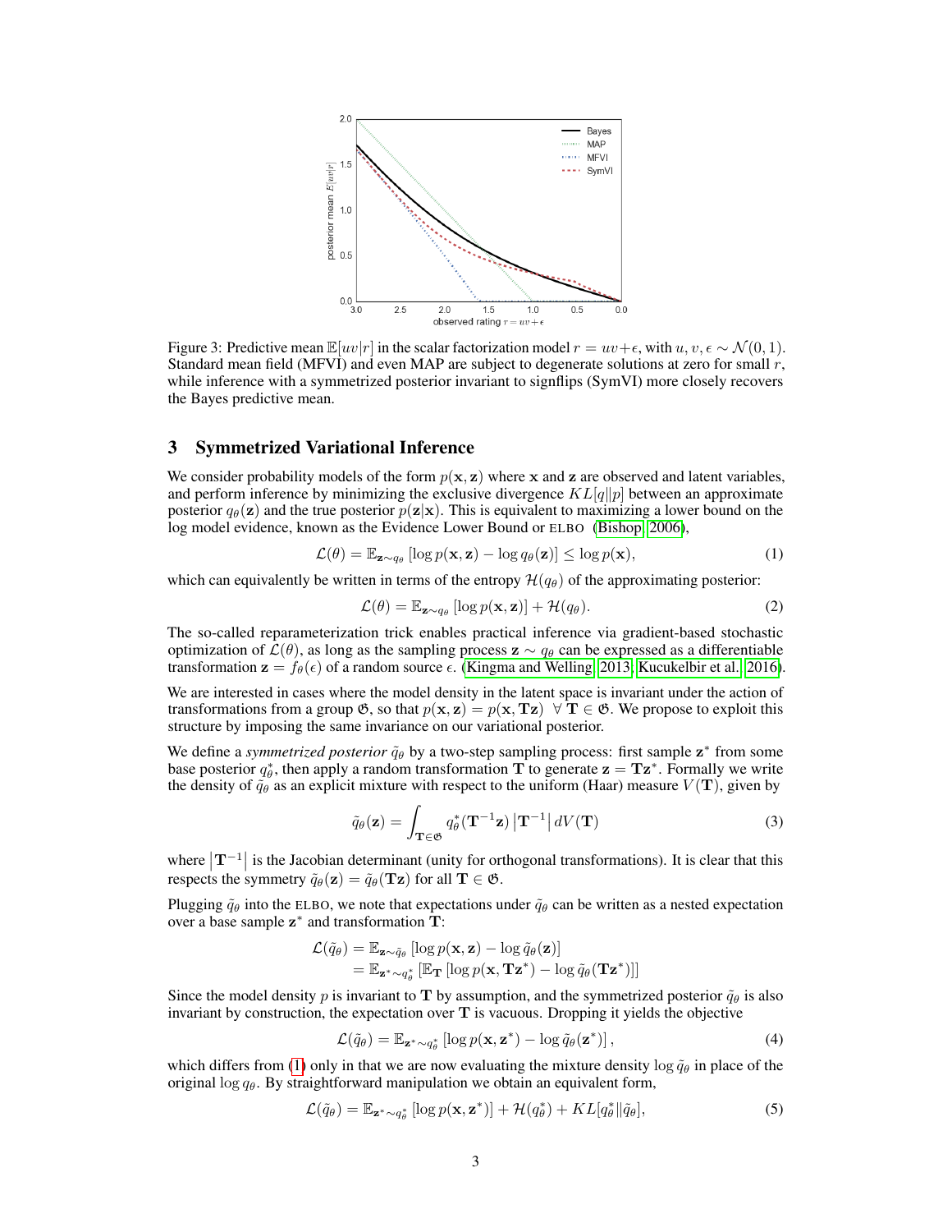Figure 3: Predictive mean $\mathbb{E}[uv|r]$ in the scalar factorization model $r = uv + \epsilon$, with $u, v, \epsilon \sim \mathcal{N}(0, 1)$. Standard mean field (MFVI) and even MAP are subject to degenerate solutions at zero for small $r$, while inference with a symmetrized posterior invariant to signflips (SymVI) more closely recovers the Bayes predictive mean.

## 3 Symmetrized Variational Inference

We consider probability models of the form $p(\mathbf{x}, \mathbf{z})$ where $\mathbf{x}$ and $\mathbf{z}$ are observed and latent variables, and perform inference by minimizing the exclusive divergence $KL[q\|p]$ between an approximate posterior $q_\theta(\mathbf{z})$ and the true posterior $p(\mathbf{z}|\mathbf{x})$. This is equivalent to maximizing a lower bound on the log model evidence, known as the Evidence Lower Bound or ELBO (Bishop, 2006),

$$\mathcal{L}(\theta) = \mathbb{E}_{\mathbf{z} \sim q_\theta} \left[ \log p(\mathbf{x}, \mathbf{z}) - \log q_\theta(\mathbf{z}) \right] \leq \log p(\mathbf{x}), \tag{1}$$

which can equivalently be written in terms of the entropy $\mathcal{H}(q_\theta)$ of the approximating posterior:

$$\mathcal{L}(\theta) = \mathbb{E}_{\mathbf{z} \sim q_\theta} \left[ \log p(\mathbf{x}, \mathbf{z}) \right] + \mathcal{H}(q_\theta). \tag{2}$$

The so-called reparameterization trick enables practical inference via gradient-based stochastic optimization of $\mathcal{L}(\theta)$, as long as the sampling process $\mathbf{z} \sim q_\theta$ can be expressed as a differentiable transformation $\mathbf{z} = f_\theta(\epsilon)$ of a random source $\epsilon$. (Kingma and Welling, 2013; Kucukelbir et al., 2016).

We are interested in cases where the model density in the latent space is invariant under the action of transformations from a group $\mathfrak{G}$, so that $p(\mathbf{x}, \mathbf{z}) = p(\mathbf{x}, \mathbf{T}\mathbf{z}) \;\; \forall \; \mathbf{T} \in \mathfrak{G}$. We propose to exploit this structure by imposing the same invariance on our variational posterior.

We define a *symmetrized posterior* $\tilde{q}_\theta$ by a two-step sampling process: first sample $\mathbf{z}^*$ from some base posterior $q_\theta^*$, then apply a random transformation $\mathbf{T}$ to generate $\mathbf{z} = \mathbf{T}\mathbf{z}^*$. Formally we write the density of $\tilde{q}_\theta$ as an explicit mixture with respect to the uniform (Haar) measure $V(\mathbf{T})$, given by

$$\tilde{q}_\theta(\mathbf{z}) = \int_{\mathbf{T} \in \mathfrak{G}} q_\theta^*(\mathbf{T}^{-1}\mathbf{z}) \left| \mathbf{T}^{-1} \right| dV(\mathbf{T}) \tag{3}$$

where $\left| \mathbf{T}^{-1} \right|$ is the Jacobian determinant (unity for orthogonal transformations). It is clear that this respects the symmetry $\tilde{q}_\theta(\mathbf{z}) = \tilde{q}_\theta(\mathbf{T}\mathbf{z})$ for all $\mathbf{T} \in \mathfrak{G}$.

Plugging $\tilde{q}_\theta$ into the ELBO, we note that expectations under $\tilde{q}_\theta$ can be written as a nested expectation over a base sample $\mathbf{z}^*$ and transformation $\mathbf{T}$:

$$\begin{aligned}
\mathcal{L}(\tilde{q}_\theta) &= \mathbb{E}_{\mathbf{z} \sim \tilde{q}_\theta} \left[ \log p(\mathbf{x}, \mathbf{z}) - \log \tilde{q}_\theta(\mathbf{z}) \right] \\
&= \mathbb{E}_{\mathbf{z}^* \sim q_\theta^*} \left[ \mathbb{E}_{\mathbf{T}} \left[ \log p(\mathbf{x}, \mathbf{T}\mathbf{z}^*) - \log \tilde{q}_\theta(\mathbf{T}\mathbf{z}^*) \right] \right]
\end{aligned}$$

Since the model density $p$ is invariant to $\mathbf{T}$ by assumption, and the symmetrized posterior $\tilde{q}_\theta$ is also invariant by construction, the expectation over $\mathbf{T}$ is vacuous. Dropping it yields the objective

$$\mathcal{L}(\tilde{q}_\theta) = \mathbb{E}_{\mathbf{z}^* \sim q_\theta^*} \left[ \log p(\mathbf{x}, \mathbf{z}^*) - \log \tilde{q}_\theta(\mathbf{z}^*) \right], \tag{4}$$

which differs from (1) only in that we are now evaluating the mixture density $\log \tilde{q}_\theta$ in place of the original $\log q_\theta$. By straightforward manipulation we obtain an equivalent form,

$$\mathcal{L}(\tilde{q}_\theta) = \mathbb{E}_{\mathbf{z}^* \sim q_\theta^*} \left[ \log p(\mathbf{x}, \mathbf{z}^*) \right] + \mathcal{H}(q_\theta^*) + KL[q_\theta^* \| \tilde{q}_\theta], \tag{5}$$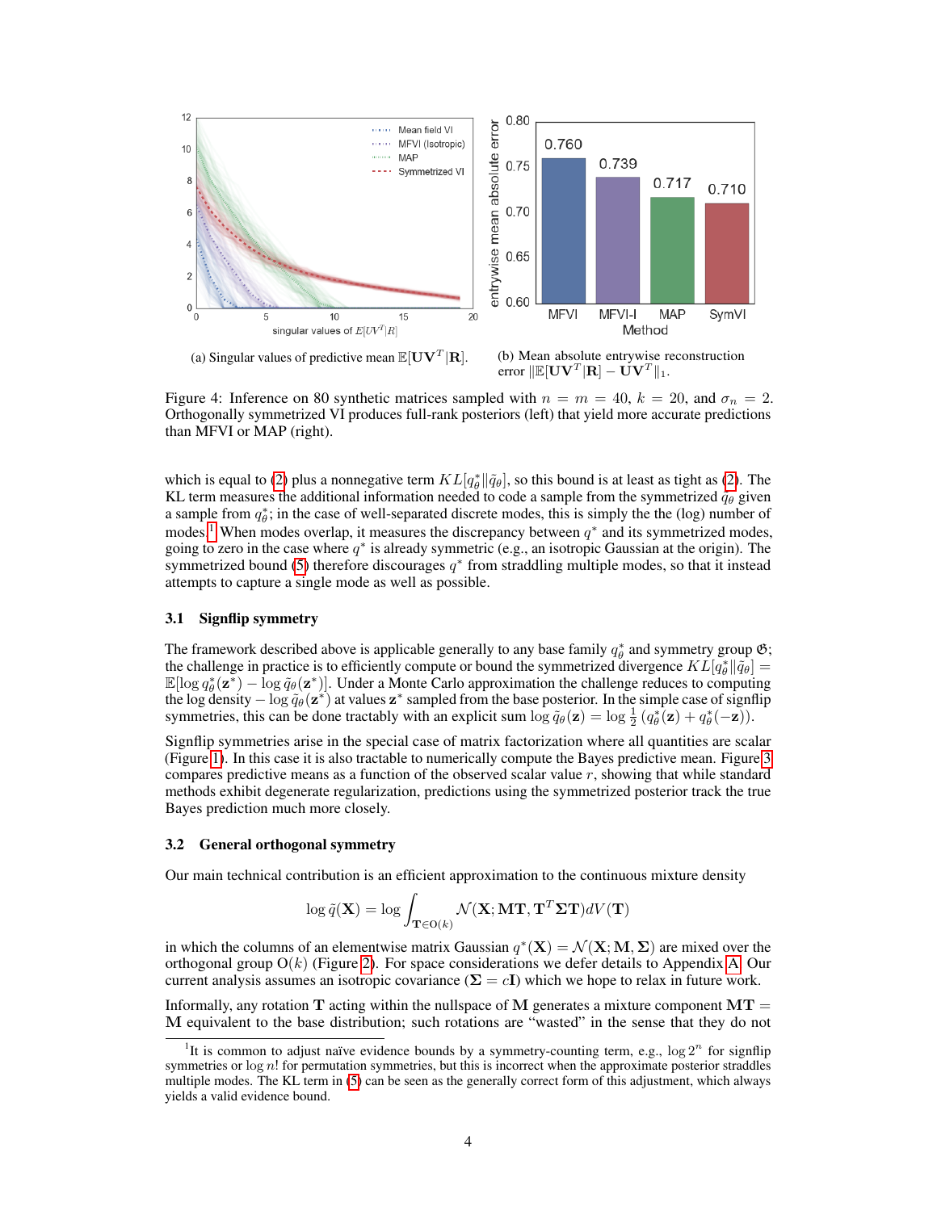(a) Singular values of predictive mean $\mathbb{E}[\mathbf{U}\mathbf{V}^T|\mathbf{R}]$.

(b) Mean absolute entrywise reconstruction error $\|\mathbb{E}[\mathbf{U}\mathbf{V}^T|\mathbf{R}] - \mathbf{U}\mathbf{V}^T\|_1$.

Figure 4: Inference on 80 synthetic matrices sampled with $n = m = 40$, $k = 20$, and $\sigma_n = 2$. Orthogonally symmetrized VI produces full-rank posteriors (left) that yield more accurate predictions than MFVI or MAP (right).

which is equal to (2) plus a nonnegative term $KL[q^*_\theta \| \tilde{q}_\theta]$, so this bound is at least as tight as (2). The KL term measures the additional information needed to code a sample from the symmetrized $q_\theta$ given a sample from $q^*_\theta$; in the case of well-separated discrete modes, this is simply the the (log) number of modes.[1] When modes overlap, it measures the discrepancy between $q^*$ and its symmetrized modes, going to zero in the case where $q^*$ is already symmetric (e.g., an isotropic Gaussian at the origin). The symmetrized bound (5) therefore discourages $q^*$ from straddling multiple modes, so that it instead attempts to capture a single mode as well as possible.

### 3.1 Signflip symmetry

The framework described above is applicable generally to any base family $q^*_\theta$ and symmetry group $\mathfrak{G}$; the challenge in practice is to efficiently compute or bound the symmetrized divergence $KL[q^*_\theta \| \tilde{q}_\theta] = \mathbb{E}[\log q^*_\theta(\mathbf{z}^*) - \log \tilde{q}_\theta(\mathbf{z}^*)]$. Under a Monte Carlo approximation the challenge reduces to computing the log density $-\log \tilde{q}_\theta(\mathbf{z}^*)$ at values $\mathbf{z}^*$ sampled from the base posterior. In the simple case of signflip symmetries, this can be done tractably with an explicit sum $\log \tilde{q}_\theta(\mathbf{z}) = \log \frac{1}{2}\left(q^*_\theta(\mathbf{z}) + q^*_\theta(-\mathbf{z})\right)$.

Signflip symmetries arise in the special case of matrix factorization where all quantities are scalar (Figure 1). In this case it is also tractable to numerically compute the Bayes predictive mean. Figure 3 compares predictive means as a function of the observed scalar value $r$, showing that while standard methods exhibit degenerate regularization, predictions using the symmetrized posterior track the true Bayes prediction much more closely.

### 3.2 General orthogonal symmetry

Our main technical contribution is an efficient approximation to the continuous mixture density

$$\log \tilde{q}(\mathbf{X}) = \log \int_{\mathbf{T} \in \mathrm{O}(k)} \mathcal{N}(\mathbf{X}; \mathbf{M}\mathbf{T}, \mathbf{T}^T \mathbf{\Sigma} \mathbf{T}) dV(\mathbf{T})$$

in which the columns of an elementwise matrix Gaussian $q^*(\mathbf{X}) = \mathcal{N}(\mathbf{X}; \mathbf{M}, \mathbf{\Sigma})$ are mixed over the orthogonal group $\mathrm{O}(k)$ (Figure 2). For space considerations we defer details to Appendix A. Our current analysis assumes an isotropic covariance ($\mathbf{\Sigma} = c\mathbf{I}$) which we hope to relax in future work.

Informally, any rotation $\mathbf{T}$ acting within the nullspace of $\mathbf{M}$ generates a mixture component $\mathbf{M}\mathbf{T} = \mathbf{M}$ equivalent to the base distribution; such rotations are "wasted" in the sense that they do not

[1] It is common to adjust naïve evidence bounds by a symmetry-counting term, e.g., $\log 2^n$ for signflip symmetries or $\log n!$ for permutation symmetries, but this is incorrect when the approximate posterior straddles multiple modes. The KL term in (5) can be seen as the generally correct form of this adjustment, which always yields a valid evidence bound.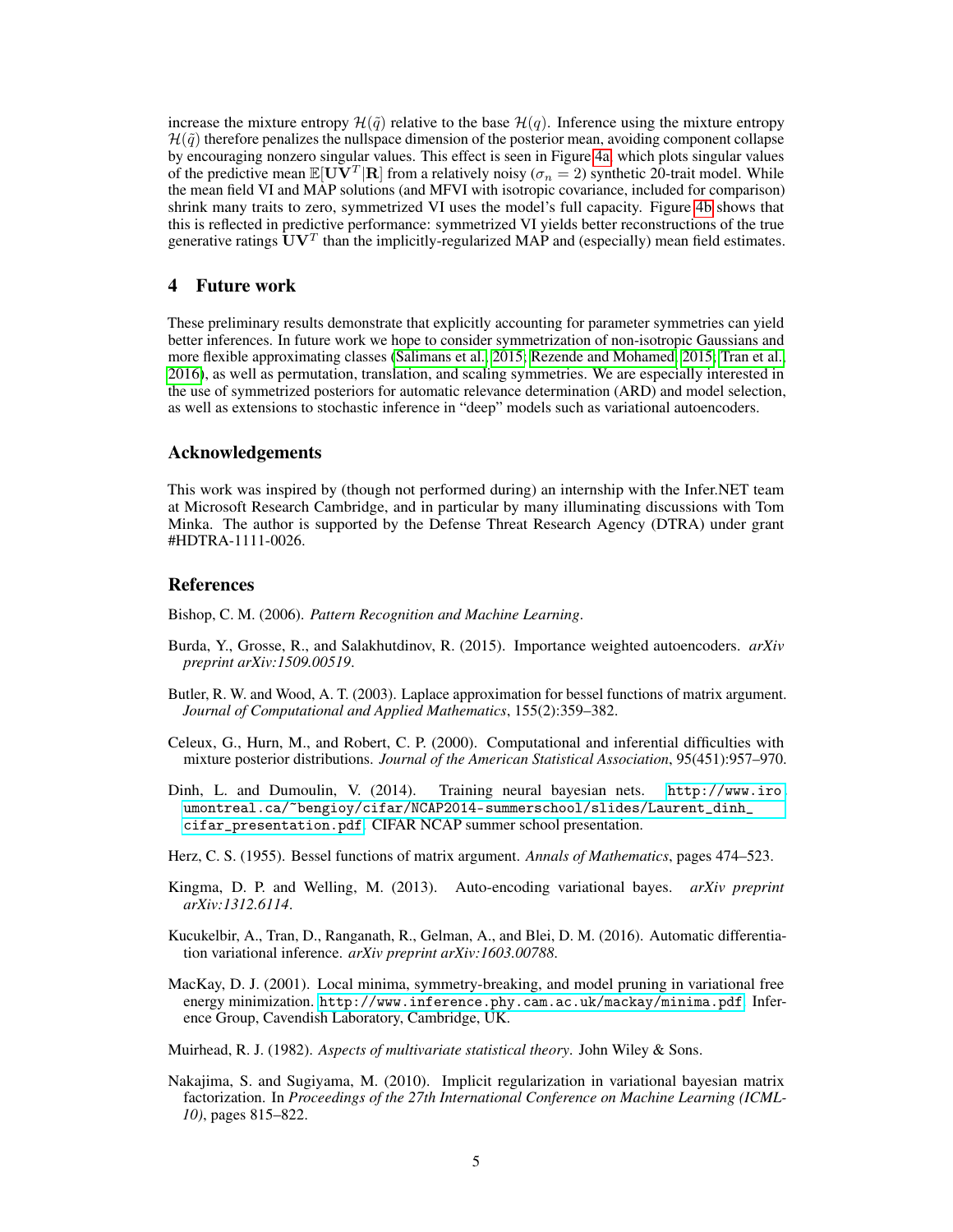increase the mixture entropy $\mathcal{H}(\tilde{q})$ relative to the base $\mathcal{H}(q)$. Inference using the mixture entropy $\mathcal{H}(\tilde{q})$ therefore penalizes the nullspace dimension of the posterior mean, avoiding component collapse by encouraging nonzero singular values. This effect is seen in Figure 4a, which plots singular values of the predictive mean $\mathbb{E}[\mathbf{U}\mathbf{V}^T|\mathbf{R}]$ from a relatively noisy ($\sigma_n = 2$) synthetic 20-trait model. While the mean field VI and MAP solutions (and MFVI with isotropic covariance, included for comparison) shrink many traits to zero, symmetrized VI uses the model's full capacity. Figure 4b shows that this is reflected in predictive performance: symmetrized VI yields better reconstructions of the true generative ratings $\mathbf{U}\mathbf{V}^T$ than the implicitly-regularized MAP and (especially) mean field estimates.

## 4 Future work

These preliminary results demonstrate that explicitly accounting for parameter symmetries can yield better inferences. In future work we hope to consider symmetrization of non-isotropic Gaussians and more flexible approximating classes (Salimans et al., 2015; Rezende and Mohamed, 2015; Tran et al., 2016), as well as permutation, translation, and scaling symmetries. We are especially interested in the use of symmetrized posteriors for automatic relevance determination (ARD) and model selection, as well as extensions to stochastic inference in "deep" models such as variational autoencoders.

## Acknowledgements

This work was inspired by (though not performed during) an internship with the Infer.NET team at Microsoft Research Cambridge, and in particular by many illuminating discussions with Tom Minka. The author is supported by the Defense Threat Research Agency (DTRA) under grant #HDTRA-1111-0026.

## References

Bishop, C. M. (2006). *Pattern Recognition and Machine Learning*.

Burda, Y., Grosse, R., and Salakhutdinov, R. (2015). Importance weighted autoencoders. *arXiv preprint arXiv:1509.00519*.

Butler, R. W. and Wood, A. T. (2003). Laplace approximation for bessel functions of matrix argument. *Journal of Computational and Applied Mathematics*, 155(2):359–382.

Celeux, G., Hurn, M., and Robert, C. P. (2000). Computational and inferential difficulties with mixture posterior distributions. *Journal of the American Statistical Association*, 95(451):957–970.

Dinh, L. and Dumoulin, V. (2014). Training neural bayesian nets. `http://www.iro.umontreal.ca/~bengioy/cifar/NCAP2014-summerschool/slides/Laurent_dinh_cifar_presentation.pdf`. CIFAR NCAP summer school presentation.

Herz, C. S. (1955). Bessel functions of matrix argument. *Annals of Mathematics*, pages 474–523.

Kingma, D. P. and Welling, M. (2013). Auto-encoding variational bayes. *arXiv preprint arXiv:1312.6114*.

Kucukelbir, A., Tran, D., Ranganath, R., Gelman, A., and Blei, D. M. (2016). Automatic differentiation variational inference. *arXiv preprint arXiv:1603.00788*.

MacKay, D. J. (2001). Local minima, symmetry-breaking, and model pruning in variational free energy minimization. `http://www.inference.phy.cam.ac.uk/mackay/minima.pdf`. Inference Group, Cavendish Laboratory, Cambridge, UK.

Muirhead, R. J. (1982). *Aspects of multivariate statistical theory*. John Wiley & Sons.

Nakajima, S. and Sugiyama, M. (2010). Implicit regularization in variational bayesian matrix factorization. In *Proceedings of the 27th International Conference on Machine Learning (ICML-10)*, pages 815–822.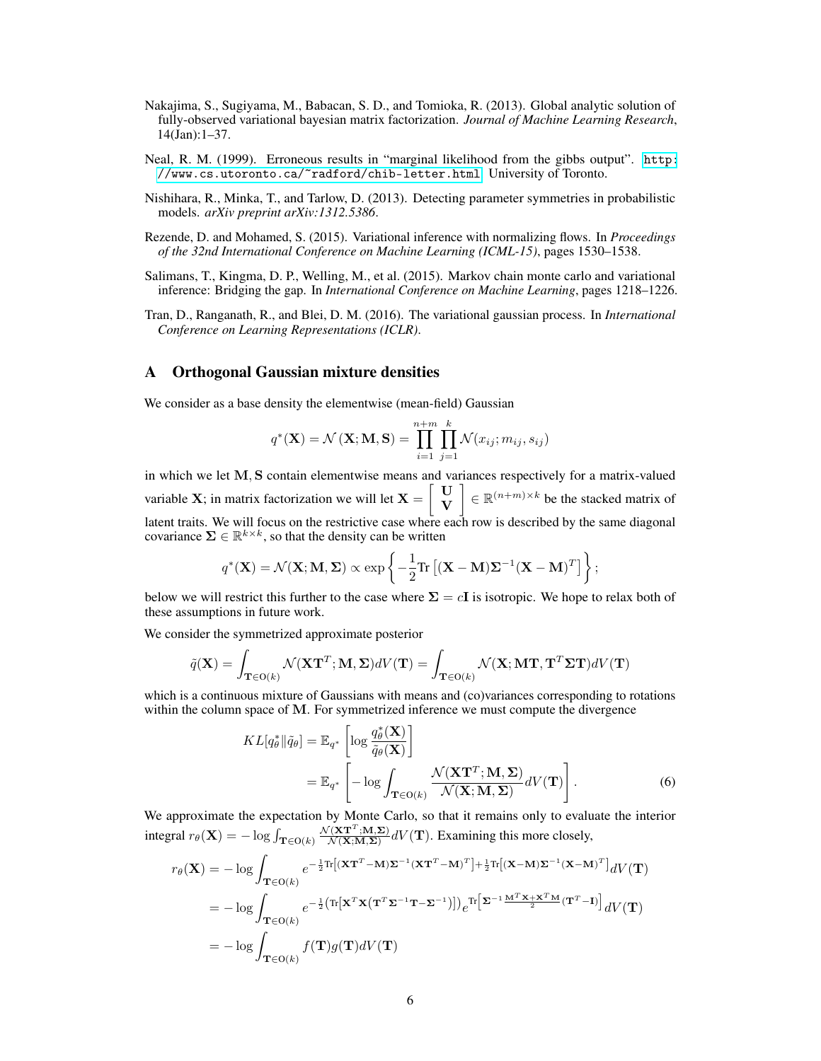Nakajima, S., Sugiyama, M., Babacan, S. D., and Tomioka, R. (2013). Global analytic solution of fully-observed variational bayesian matrix factorization. *Journal of Machine Learning Research*, 14(Jan):1–37.

Neal, R. M. (1999). Erroneous results in "marginal likelihood from the gibbs output". http://www.cs.utoronto.ca/~radford/chib-letter.html. University of Toronto.

Nishihara, R., Minka, T., and Tarlow, D. (2013). Detecting parameter symmetries in probabilistic models. *arXiv preprint arXiv:1312.5386*.

Rezende, D. and Mohamed, S. (2015). Variational inference with normalizing flows. In *Proceedings of the 32nd International Conference on Machine Learning (ICML-15)*, pages 1530–1538.

Salimans, T., Kingma, D. P., Welling, M., et al. (2015). Markov chain monte carlo and variational inference: Bridging the gap. In *International Conference on Machine Learning*, pages 1218–1226.

Tran, D., Ranganath, R., and Blei, D. M. (2016). The variational gaussian process. In *International Conference on Learning Representations (ICLR)*.

## A Orthogonal Gaussian mixture densities

We consider as a base density the elementwise (mean-field) Gaussian

$$q^*(\mathbf{X}) = \mathcal{N}(\mathbf{X}; \mathbf{M}, \mathbf{S}) = \prod_{i=1}^{n+m} \prod_{j=1}^{k} \mathcal{N}(x_{ij}; m_{ij}, s_{ij})$$

in which we let $\mathbf{M}, \mathbf{S}$ contain elementwise means and variances respectively for a matrix-valued variable $\mathbf{X}$; in matrix factorization we will let $\mathbf{X} = \begin{bmatrix} \mathbf{U} \\ \mathbf{V} \end{bmatrix} \in \mathbb{R}^{(n+m)\times k}$ be the stacked matrix of latent traits. We will focus on the restrictive case where each row is described by the same diagonal covariance $\mathbf{\Sigma} \in \mathbb{R}^{k \times k}$, so that the density can be written

$$q^*(\mathbf{X}) = \mathcal{N}(\mathbf{X}; \mathbf{M}, \mathbf{\Sigma}) \propto \exp\left\{ -\frac{1}{2} \mathrm{Tr}\left[ (\mathbf{X} - \mathbf{M}) \mathbf{\Sigma}^{-1} (\mathbf{X} - \mathbf{M})^T \right] \right\};$$

below we will restrict this further to the case where $\mathbf{\Sigma} = c\mathbf{I}$ is isotropic. We hope to relax both of these assumptions in future work.

We consider the symmetrized approximate posterior

$$\tilde{q}(\mathbf{X}) = \int_{\mathbf{T} \in \mathrm{O}(k)} \mathcal{N}(\mathbf{X}\mathbf{T}^T; \mathbf{M}, \mathbf{\Sigma}) dV(\mathbf{T}) = \int_{\mathbf{T} \in \mathrm{O}(k)} \mathcal{N}(\mathbf{X}; \mathbf{M}\mathbf{T}, \mathbf{T}^T \mathbf{\Sigma} \mathbf{T}) dV(\mathbf{T})$$

which is a continuous mixture of Gaussians with means and (co)variances corresponding to rotations within the column space of $\mathbf{M}$. For symmetrized inference we must compute the divergence

$$\begin{aligned} KL[q^*_\theta \| \tilde{q}_\theta] &= \mathbb{E}_{q^*}\left[ \log \frac{q^*_\theta(\mathbf{X})}{\tilde{q}_\theta(\mathbf{X})} \right] \\ &= \mathbb{E}_{q^*}\left[ -\log \int_{\mathbf{T} \in \mathrm{O}(k)} \frac{\mathcal{N}(\mathbf{X}\mathbf{T}^T; \mathbf{M}, \mathbf{\Sigma})}{\mathcal{N}(\mathbf{X}; \mathbf{M}, \mathbf{\Sigma})} dV(\mathbf{T}) \right]. \end{aligned} \tag{6}$$

We approximate the expectation by Monte Carlo, so that it remains only to evaluate the interior integral $r_\theta(\mathbf{X}) = -\log \int_{\mathbf{T} \in \mathrm{O}(k)} \frac{\mathcal{N}(\mathbf{X}\mathbf{T}^T; \mathbf{M}, \mathbf{\Sigma})}{\mathcal{N}(\mathbf{X}; \mathbf{M}, \mathbf{\Sigma})} dV(\mathbf{T})$. Examining this more closely,

$$\begin{aligned} r_\theta(\mathbf{X}) &= -\log \int_{\mathbf{T} \in \mathrm{O}(k)} e^{-\frac{1}{2}\mathrm{Tr}\left[ (\mathbf{X}\mathbf{T}^T - \mathbf{M}) \mathbf{\Sigma}^{-1} (\mathbf{X}\mathbf{T}^T - \mathbf{M})^T \right] + \frac{1}{2}\mathrm{Tr}\left[ (\mathbf{X} - \mathbf{M}) \mathbf{\Sigma}^{-1} (\mathbf{X} - \mathbf{M})^T \right]} dV(\mathbf{T}) \\ &= -\log \int_{\mathbf{T} \in \mathrm{O}(k)} e^{-\frac{1}{2}\left( \mathrm{Tr}\left[ \mathbf{X}^T \mathbf{X} (\mathbf{T}^T \mathbf{\Sigma}^{-1} \mathbf{T} - \mathbf{\Sigma}^{-1}) \right] \right)} e^{\mathrm{Tr}\left[ \mathbf{\Sigma}^{-1} \frac{\mathbf{M}^T \mathbf{X} + \mathbf{X}^T \mathbf{M}}{2} (\mathbf{T}^T - \mathbf{I}) \right]} dV(\mathbf{T}) \\ &= -\log \int_{\mathbf{T} \in \mathrm{O}(k)} f(\mathbf{T}) g(\mathbf{T}) dV(\mathbf{T}) \end{aligned}$$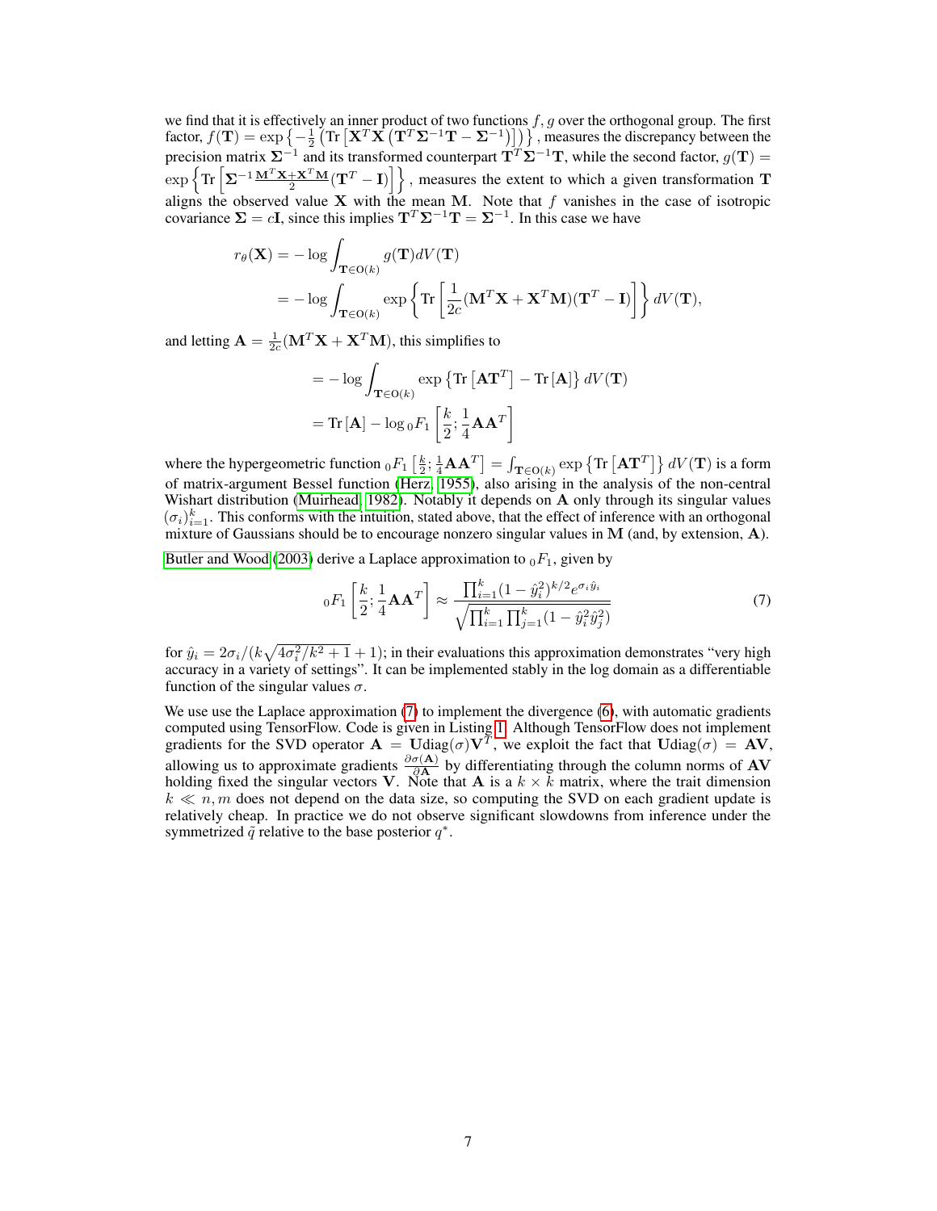we find that it is effectively an inner product of two functions $f, g$ over the orthogonal group. The first factor, $f(\mathbf{T}) = \exp\left\{-\frac{1}{2}\left(\mathrm{Tr}\left[\mathbf{X}^T\mathbf{X}\left(\mathbf{T}^T\mathbf{\Sigma}^{-1}\mathbf{T} - \mathbf{\Sigma}^{-1}\right)\right]\right)\right\}$, measures the discrepancy between the precision matrix $\mathbf{\Sigma}^{-1}$ and its transformed counterpart $\mathbf{T}^T\mathbf{\Sigma}^{-1}\mathbf{T}$, while the second factor, $g(\mathbf{T}) = \exp\left\{\mathrm{Tr}\left[\mathbf{\Sigma}^{-1}\frac{\mathbf{M}^T\mathbf{X}+\mathbf{X}^T\mathbf{M}}{2}(\mathbf{T}^T - \mathbf{I})\right]\right\}$, measures the extent to which a given transformation $\mathbf{T}$ aligns the observed value $\mathbf{X}$ with the mean $\mathbf{M}$. Note that $f$ vanishes in the case of isotropic covariance $\mathbf{\Sigma} = c\mathbf{I}$, since this implies $\mathbf{T}^T\mathbf{\Sigma}^{-1}\mathbf{T} = \mathbf{\Sigma}^{-1}$. In this case we have

$$
\begin{aligned}
r_\theta(\mathbf{X}) &= -\log \int_{\mathbf{T}\in\mathrm{O}(k)} g(\mathbf{T})dV(\mathbf{T}) \\
&= -\log \int_{\mathbf{T}\in\mathrm{O}(k)} \exp\left\{\mathrm{Tr}\left[\frac{1}{2c}(\mathbf{M}^T\mathbf{X} + \mathbf{X}^T\mathbf{M})(\mathbf{T}^T - \mathbf{I})\right]\right\} dV(\mathbf{T}),
\end{aligned}
$$

and letting $\mathbf{A} = \frac{1}{2c}(\mathbf{M}^T\mathbf{X} + \mathbf{X}^T\mathbf{M})$, this simplifies to

$$
\begin{aligned}
&= -\log \int_{\mathbf{T}\in\mathrm{O}(k)} \exp\left\{\mathrm{Tr}\left[\mathbf{A}\mathbf{T}^T\right] - \mathrm{Tr}\left[\mathbf{A}\right]\right\} dV(\mathbf{T}) \\
&= \mathrm{Tr}\left[\mathbf{A}\right] - \log {}_0F_1\left[\frac{k}{2}; \frac{1}{4}\mathbf{A}\mathbf{A}^T\right]
\end{aligned}
$$

where the hypergeometric function ${}_0F_1\left[\frac{k}{2}; \frac{1}{4}\mathbf{A}\mathbf{A}^T\right] = \int_{\mathbf{T}\in\mathrm{O}(k)} \exp\left\{\mathrm{Tr}\left[\mathbf{A}\mathbf{T}^T\right]\right\} dV(\mathbf{T})$ is a form of matrix-argument Bessel function (Herz, 1955), also arising in the analysis of the non-central Wishart distribution (Muirhead, 1982). Notably it depends on $\mathbf{A}$ only through its singular values $(\sigma_i)_{i=1}^k$. This conforms with the intuition, stated above, that the effect of inference with an orthogonal mixture of Gaussians should be to encourage nonzero singular values in $\mathbf{M}$ (and, by extension, $\mathbf{A}$).

Butler and Wood (2003) derive a Laplace approximation to ${}_0F_1$, given by

$$
{}_0F_1\left[\frac{k}{2}; \frac{1}{4}\mathbf{A}\mathbf{A}^T\right] \approx \frac{\prod_{i=1}^k (1 - \hat{y}_i^2)^{k/2} e^{\sigma_i \hat{y}_i}}{\sqrt{\prod_{i=1}^k \prod_{j=1}^k (1 - \hat{y}_i^2 \hat{y}_j^2)}} \tag{7}
$$

for $\hat{y}_i = 2\sigma_i/(k\sqrt{4\sigma_i^2/k^2 + 1} + 1)$; in their evaluations this approximation demonstrates "very high accuracy in a variety of settings". It can be implemented stably in the log domain as a differentiable function of the singular values $\sigma$.

We use use the Laplace approximation (7) to implement the divergence (6), with automatic gradients computed using TensorFlow. Code is given in Listing 1. Although TensorFlow does not implement gradients for the SVD operator $\mathbf{A} = \mathbf{U}\mathrm{diag}(\sigma)\mathbf{V}^T$, we exploit the fact that $\mathbf{U}\mathrm{diag}(\sigma) = \mathbf{A}\mathbf{V}$, allowing us to approximate gradients $\frac{\partial\sigma(\mathbf{A})}{\partial\mathbf{A}}$ by differentiating through the column norms of $\mathbf{A}\mathbf{V}$ holding fixed the singular vectors $\mathbf{V}$. Note that $\mathbf{A}$ is a $k \times k$ matrix, where the trait dimension $k \ll n, m$ does not depend on the data size, so computing the SVD on each gradient update is relatively cheap. In practice we do not observe significant slowdowns from inference under the symmetrized $\tilde{q}$ relative to the base posterior $q^*$.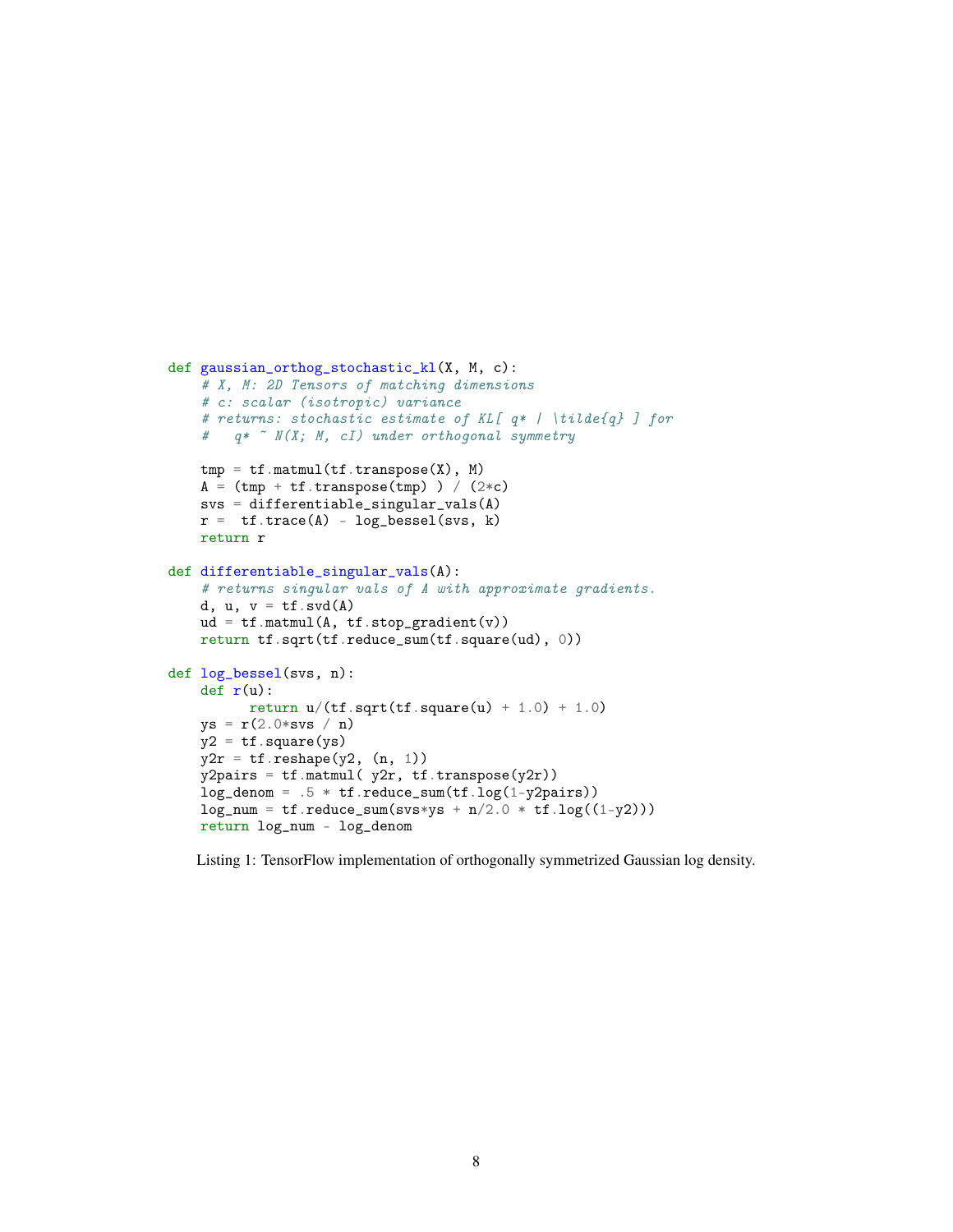```
def gaussian_orthog_stochastic_kl(X, M, c):
    # X, M: 2D Tensors of matching dimensions
    # c: scalar (isotropic) variance
    # returns: stochastic estimate of KL[ q* | \tilde{q} ] for
    #   q* ~ N(X; M, cI) under orthogonal symmetry

    tmp = tf.matmul(tf.transpose(X), M)
    A = (tmp + tf.transpose(tmp) ) / (2*c)
    svs = differentiable_singular_vals(A)
    r =  tf.trace(A) - log_bessel(svs, k)
    return r

def differentiable_singular_vals(A):
    # returns singular vals of A with approximate gradients.
    d, u, v = tf.svd(A)
    ud = tf.matmul(A, tf.stop_gradient(v))
    return tf.sqrt(tf.reduce_sum(tf.square(ud), 0))

def log_bessel(svs, n):
    def r(u):
          return u/(tf.sqrt(tf.square(u) + 1.0) + 1.0)
    ys = r(2.0*svs / n)
    y2 = tf.square(ys)
    y2r = tf.reshape(y2, (n, 1))
    y2pairs = tf.matmul( y2r, tf.transpose(y2r))
    log_denom = .5 * tf.reduce_sum(tf.log(1-y2pairs))
    log_num = tf.reduce_sum(svs*ys + n/2.0 * tf.log((1-y2)))
    return log_num - log_denom
```

Listing 1: TensorFlow implementation of orthogonally symmetrized Gaussian log density.